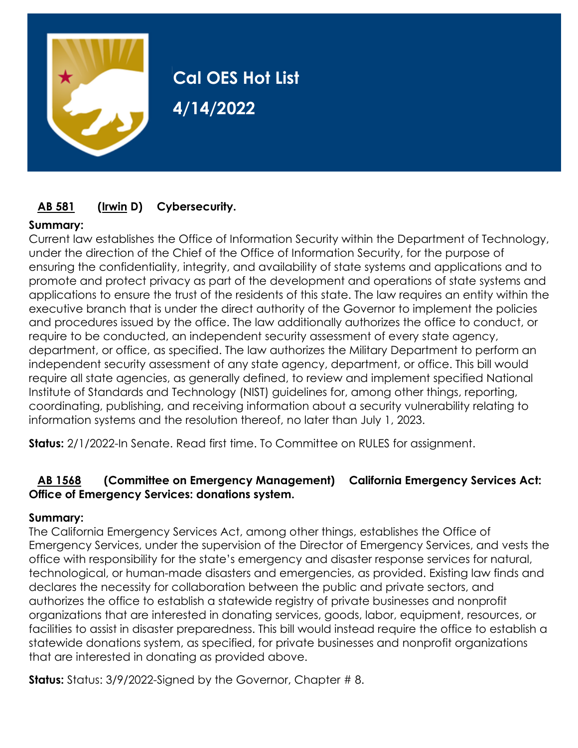# Cal OES Hot List

## 4/14/2022

### AB 581 (Irwin D) Cybersecurity.

**Summary:**
Current law establishes the Office of Information Security within the Department of Technology, under the direction of the Chief of the Office of Information Security, for the purpose of ensuring the confidentiality, integrity, and availability of state systems and applications and to promote and protect privacy as part of the development and operations of state systems and applications to ensure the trust of the residents of this state. The law requires an entity within the executive branch that is under the direct authority of the Governor to implement the policies and procedures issued by the office. The law additionally authorizes the office to conduct, or require to be conducted, an independent security assessment of every state agency, department, or office, as specified. The law authorizes the Military Department to perform an independent security assessment of any state agency, department, or office. This bill would require all state agencies, as generally defined, to review and implement specified National Institute of Standards and Technology (NIST) guidelines for, among other things, reporting, coordinating, publishing, and receiving information about a security vulnerability relating to information systems and the resolution thereof, no later than July 1, 2023.

**Status:** 2/1/2022-In Senate. Read first time. To Committee on RULES for assignment.

### AB 1568 (Committee on Emergency Management) California Emergency Services Act: Office of Emergency Services: donations system.

**Summary:**
The California Emergency Services Act, among other things, establishes the Office of Emergency Services, under the supervision of the Director of Emergency Services, and vests the office with responsibility for the state's emergency and disaster response services for natural, technological, or human-made disasters and emergencies, as provided. Existing law finds and declares the necessity for collaboration between the public and private sectors, and authorizes the office to establish a statewide registry of private businesses and nonprofit organizations that are interested in donating services, goods, labor, equipment, resources, or facilities to assist in disaster preparedness. This bill would instead require the office to establish a statewide donations system, as specified, for private businesses and nonprofit organizations that are interested in donating as provided above.

**Status:** Status: 3/9/2022-Signed by the Governor, Chapter # 8.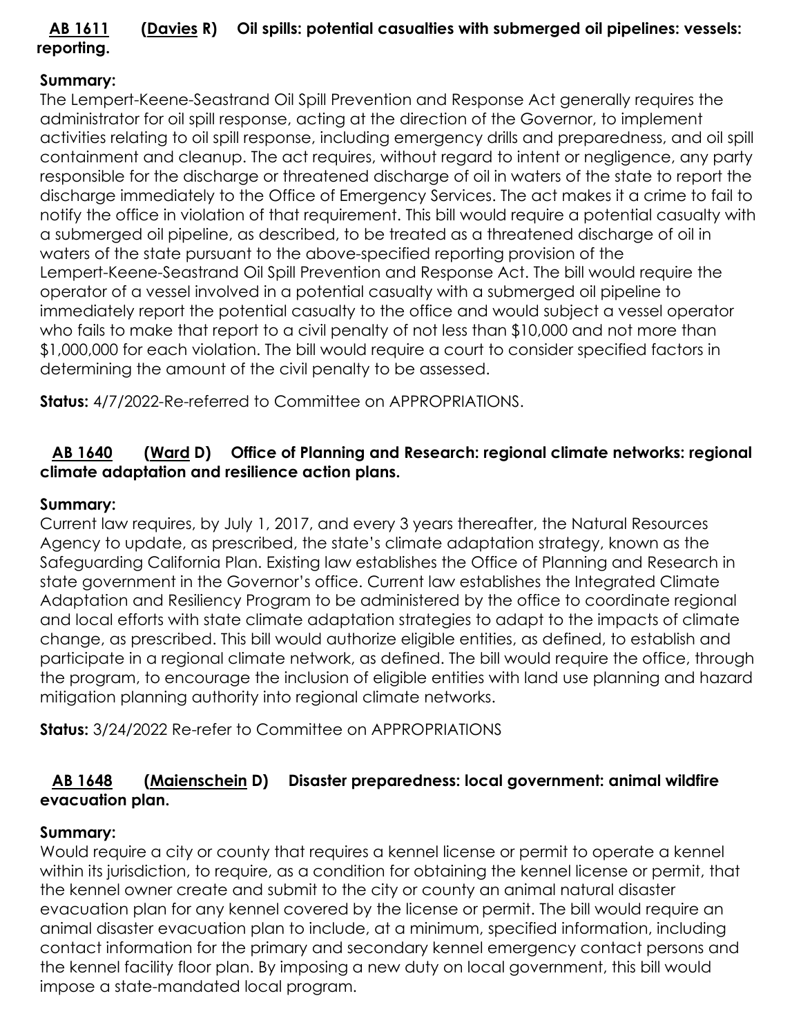**AB 1611 (Davies R) Oil spills: potential casualties with submerged oil pipelines: vessels: reporting.**

**Summary:**
The Lempert-Keene-Seastrand Oil Spill Prevention and Response Act generally requires the administrator for oil spill response, acting at the direction of the Governor, to implement activities relating to oil spill response, including emergency drills and preparedness, and oil spill containment and cleanup. The act requires, without regard to intent or negligence, any party responsible for the discharge or threatened discharge of oil in waters of the state to report the discharge immediately to the Office of Emergency Services. The act makes it a crime to fail to notify the office in violation of that requirement. This bill would require a potential casualty with a submerged oil pipeline, as described, to be treated as a threatened discharge of oil in waters of the state pursuant to the above-specified reporting provision of the Lempert-Keene-Seastrand Oil Spill Prevention and Response Act. The bill would require the operator of a vessel involved in a potential casualty with a submerged oil pipeline to immediately report the potential casualty to the office and would subject a vessel operator who fails to make that report to a civil penalty of not less than $10,000 and not more than $1,000,000 for each violation. The bill would require a court to consider specified factors in determining the amount of the civil penalty to be assessed.

**Status:** 4/7/2022-Re-referred to Committee on APPROPRIATIONS.

**AB 1640 (Ward D) Office of Planning and Research: regional climate networks: regional climate adaptation and resilience action plans.**

**Summary:**
Current law requires, by July 1, 2017, and every 3 years thereafter, the Natural Resources Agency to update, as prescribed, the state's climate adaptation strategy, known as the Safeguarding California Plan. Existing law establishes the Office of Planning and Research in state government in the Governor's office. Current law establishes the Integrated Climate Adaptation and Resiliency Program to be administered by the office to coordinate regional and local efforts with state climate adaptation strategies to adapt to the impacts of climate change, as prescribed. This bill would authorize eligible entities, as defined, to establish and participate in a regional climate network, as defined. The bill would require the office, through the program, to encourage the inclusion of eligible entities with land use planning and hazard mitigation planning authority into regional climate networks.

**Status:** 3/24/2022 Re-refer to Committee on APPROPRIATIONS

**AB 1648 (Maienschein D) Disaster preparedness: local government: animal wildfire evacuation plan.**

**Summary:**
Would require a city or county that requires a kennel license or permit to operate a kennel within its jurisdiction, to require, as a condition for obtaining the kennel license or permit, that the kennel owner create and submit to the city or county an animal natural disaster evacuation plan for any kennel covered by the license or permit. The bill would require an animal disaster evacuation plan to include, at a minimum, specified information, including contact information for the primary and secondary kennel emergency contact persons and the kennel facility floor plan. By imposing a new duty on local government, this bill would impose a state-mandated local program.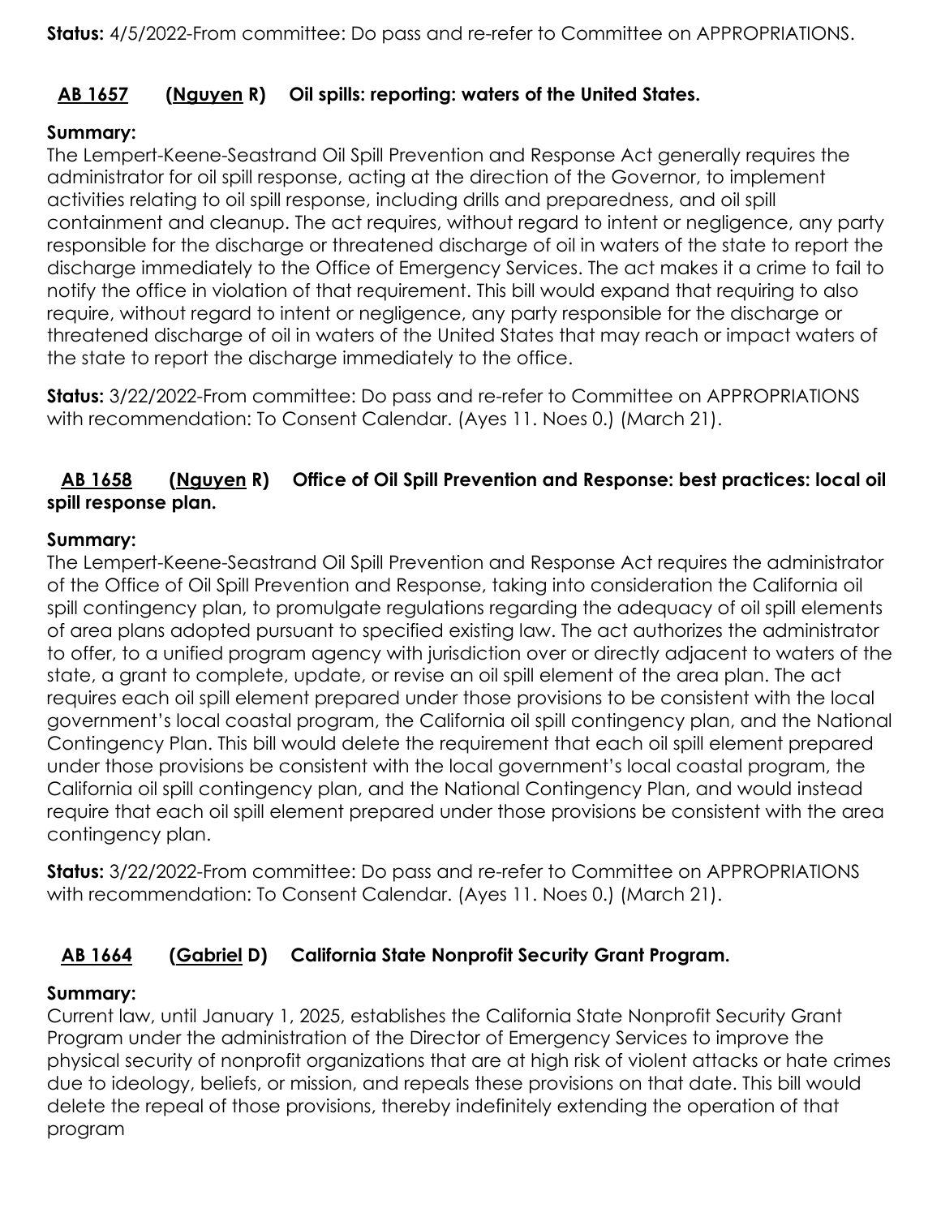**Status:** 4/5/2022-From committee: Do pass and re-refer to Committee on APPROPRIATIONS.

### AB 1657 (Nguyen R) Oil spills: reporting: waters of the United States.

**Summary:**
The Lempert-Keene-Seastrand Oil Spill Prevention and Response Act generally requires the administrator for oil spill response, acting at the direction of the Governor, to implement activities relating to oil spill response, including drills and preparedness, and oil spill containment and cleanup. The act requires, without regard to intent or negligence, any party responsible for the discharge or threatened discharge of oil in waters of the state to report the discharge immediately to the Office of Emergency Services. The act makes it a crime to fail to notify the office in violation of that requirement. This bill would expand that requiring to also require, without regard to intent or negligence, any party responsible for the discharge or threatened discharge of oil in waters of the United States that may reach or impact waters of the state to report the discharge immediately to the office.

**Status:** 3/22/2022-From committee: Do pass and re-refer to Committee on APPROPRIATIONS with recommendation: To Consent Calendar. (Ayes 11. Noes 0.) (March 21).

### AB 1658 (Nguyen R) Office of Oil Spill Prevention and Response: best practices: local oil spill response plan.

**Summary:**
The Lempert-Keene-Seastrand Oil Spill Prevention and Response Act requires the administrator of the Office of Oil Spill Prevention and Response, taking into consideration the California oil spill contingency plan, to promulgate regulations regarding the adequacy of oil spill elements of area plans adopted pursuant to specified existing law. The act authorizes the administrator to offer, to a unified program agency with jurisdiction over or directly adjacent to waters of the state, a grant to complete, update, or revise an oil spill element of the area plan. The act requires each oil spill element prepared under those provisions to be consistent with the local government's local coastal program, the California oil spill contingency plan, and the National Contingency Plan. This bill would delete the requirement that each oil spill element prepared under those provisions be consistent with the local government's local coastal program, the California oil spill contingency plan, and the National Contingency Plan, and would instead require that each oil spill element prepared under those provisions be consistent with the area contingency plan.

**Status:** 3/22/2022-From committee: Do pass and re-refer to Committee on APPROPRIATIONS with recommendation: To Consent Calendar. (Ayes 11. Noes 0.) (March 21).

### AB 1664 (Gabriel D) California State Nonprofit Security Grant Program.

**Summary:**
Current law, until January 1, 2025, establishes the California State Nonprofit Security Grant Program under the administration of the Director of Emergency Services to improve the physical security of nonprofit organizations that are at high risk of violent attacks or hate crimes due to ideology, beliefs, or mission, and repeals these provisions on that date. This bill would delete the repeal of those provisions, thereby indefinitely extending the operation of that program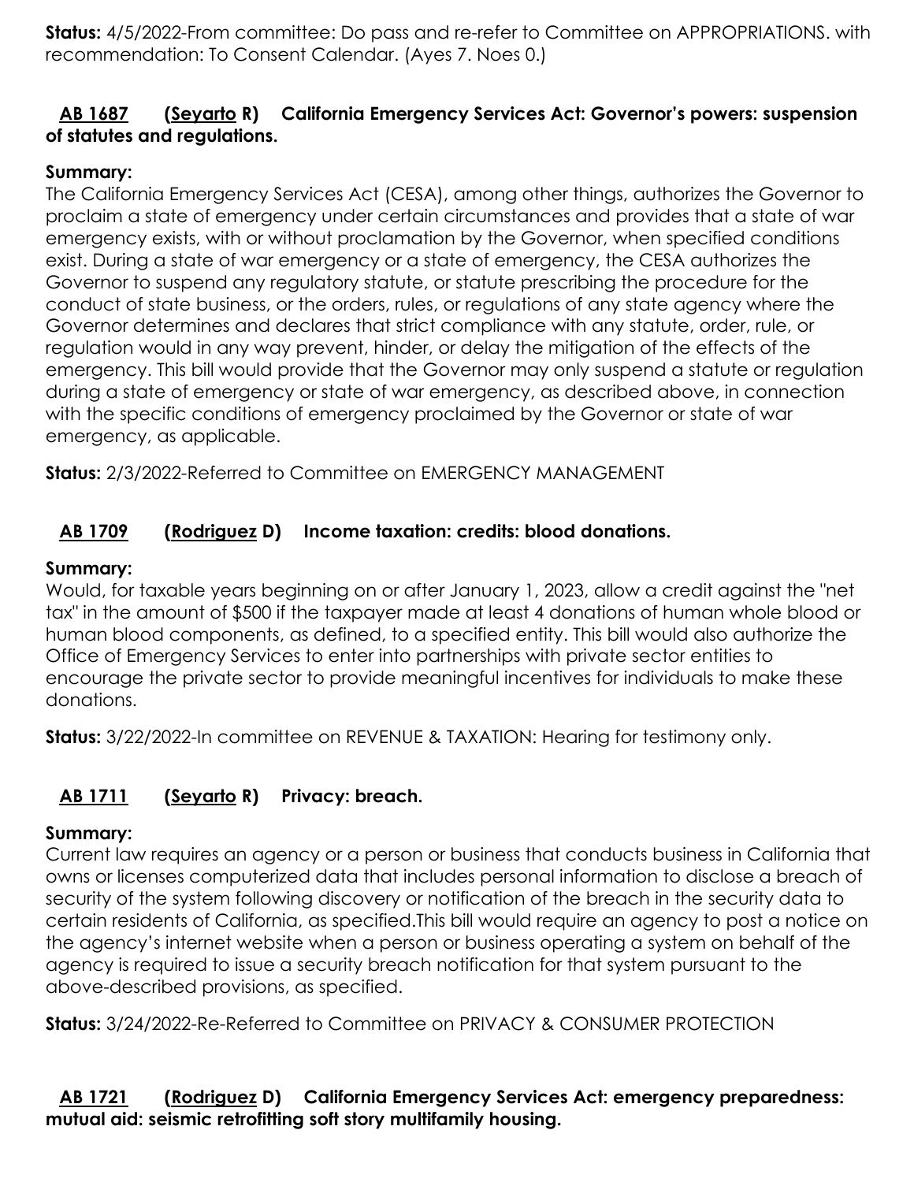**Status:** 4/5/2022-From committee: Do pass and re-refer to Committee on APPROPRIATIONS. with recommendation: To Consent Calendar. (Ayes 7. Noes 0.)

### AB 1687 (Seyarto R) California Emergency Services Act: Governor's powers: suspension of statutes and regulations.

**Summary:**
The California Emergency Services Act (CESA), among other things, authorizes the Governor to proclaim a state of emergency under certain circumstances and provides that a state of war emergency exists, with or without proclamation by the Governor, when specified conditions exist. During a state of war emergency or a state of emergency, the CESA authorizes the Governor to suspend any regulatory statute, or statute prescribing the procedure for the conduct of state business, or the orders, rules, or regulations of any state agency where the Governor determines and declares that strict compliance with any statute, order, rule, or regulation would in any way prevent, hinder, or delay the mitigation of the effects of the emergency. This bill would provide that the Governor may only suspend a statute or regulation during a state of emergency or state of war emergency, as described above, in connection with the specific conditions of emergency proclaimed by the Governor or state of war emergency, as applicable.

**Status:** 2/3/2022-Referred to Committee on EMERGENCY MANAGEMENT

### AB 1709 (Rodriguez D) Income taxation: credits: blood donations.

**Summary:**
Would, for taxable years beginning on or after January 1, 2023, allow a credit against the "net tax" in the amount of $500 if the taxpayer made at least 4 donations of human whole blood or human blood components, as defined, to a specified entity. This bill would also authorize the Office of Emergency Services to enter into partnerships with private sector entities to encourage the private sector to provide meaningful incentives for individuals to make these donations.

**Status:** 3/22/2022-In committee on REVENUE & TAXATION: Hearing for testimony only.

### AB 1711 (Seyarto R) Privacy: breach.

**Summary:**
Current law requires an agency or a person or business that conducts business in California that owns or licenses computerized data that includes personal information to disclose a breach of security of the system following discovery or notification of the breach in the security data to certain residents of California, as specified.This bill would require an agency to post a notice on the agency's internet website when a person or business operating a system on behalf of the agency is required to issue a security breach notification for that system pursuant to the above-described provisions, as specified.

**Status:** 3/24/2022-Re-Referred to Committee on PRIVACY & CONSUMER PROTECTION

### AB 1721 (Rodriguez D) California Emergency Services Act: emergency preparedness: mutual aid: seismic retrofitting soft story multifamily housing.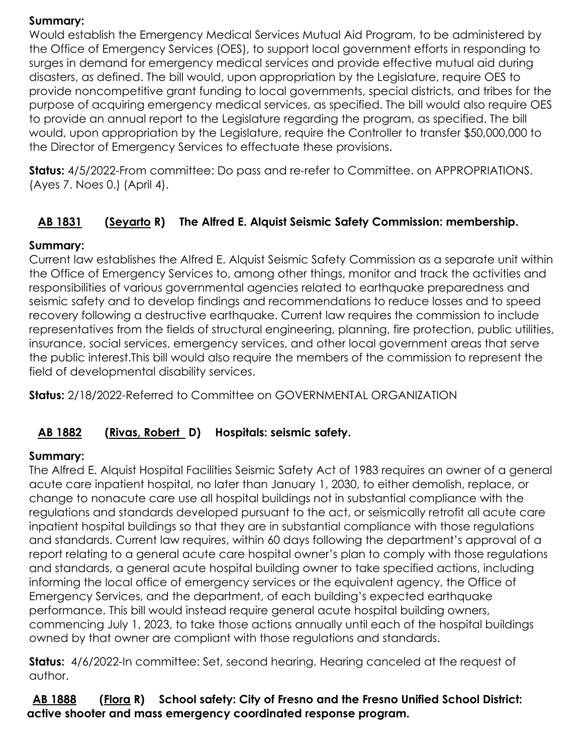**Summary:**
Would establish the Emergency Medical Services Mutual Aid Program, to be administered by the Office of Emergency Services (OES), to support local government efforts in responding to surges in demand for emergency medical services and provide effective mutual aid during disasters, as defined. The bill would, upon appropriation by the Legislature, require OES to provide noncompetitive grant funding to local governments, special districts, and tribes for the purpose of acquiring emergency medical services, as specified. The bill would also require OES to provide an annual report to the Legislature regarding the program, as specified. The bill would, upon appropriation by the Legislature, require the Controller to transfer $50,000,000 to the Director of Emergency Services to effectuate these provisions.

**Status:** 4/5/2022-From committee: Do pass and re-refer to Committee. on APPROPRIATIONS. (Ayes 7. Noes 0.) (April 4).

### AB 1831 (Seyarto R) The Alfred E. Alquist Seismic Safety Commission: membership.

**Summary:**
Current law establishes the Alfred E. Alquist Seismic Safety Commission as a separate unit within the Office of Emergency Services to, among other things, monitor and track the activities and responsibilities of various governmental agencies related to earthquake preparedness and seismic safety and to develop findings and recommendations to reduce losses and to speed recovery following a destructive earthquake. Current law requires the commission to include representatives from the fields of structural engineering, planning, fire protection, public utilities, insurance, social services, emergency services, and other local government areas that serve the public interest.This bill would also require the members of the commission to represent the field of developmental disability services.

**Status:** 2/18/2022-Referred to Committee on GOVERNMENTAL ORGANIZATION

### AB 1882 (Rivas, Robert D) Hospitals: seismic safety.

**Summary:**
The Alfred E. Alquist Hospital Facilities Seismic Safety Act of 1983 requires an owner of a general acute care inpatient hospital, no later than January 1, 2030, to either demolish, replace, or change to nonacute care use all hospital buildings not in substantial compliance with the regulations and standards developed pursuant to the act, or seismically retrofit all acute care inpatient hospital buildings so that they are in substantial compliance with those regulations and standards. Current law requires, within 60 days following the department's approval of a report relating to a general acute care hospital owner's plan to comply with those regulations and standards, a general acute hospital building owner to take specified actions, including informing the local office of emergency services or the equivalent agency, the Office of Emergency Services, and the department, of each building's expected earthquake performance. This bill would instead require general acute hospital building owners, commencing July 1, 2023, to take those actions annually until each of the hospital buildings owned by that owner are compliant with those regulations and standards.

**Status:** 4/6/2022-In committee: Set, second hearing. Hearing canceled at the request of author.

### AB 1888 (Flora R) School safety: City of Fresno and the Fresno Unified School District: active shooter and mass emergency coordinated response program.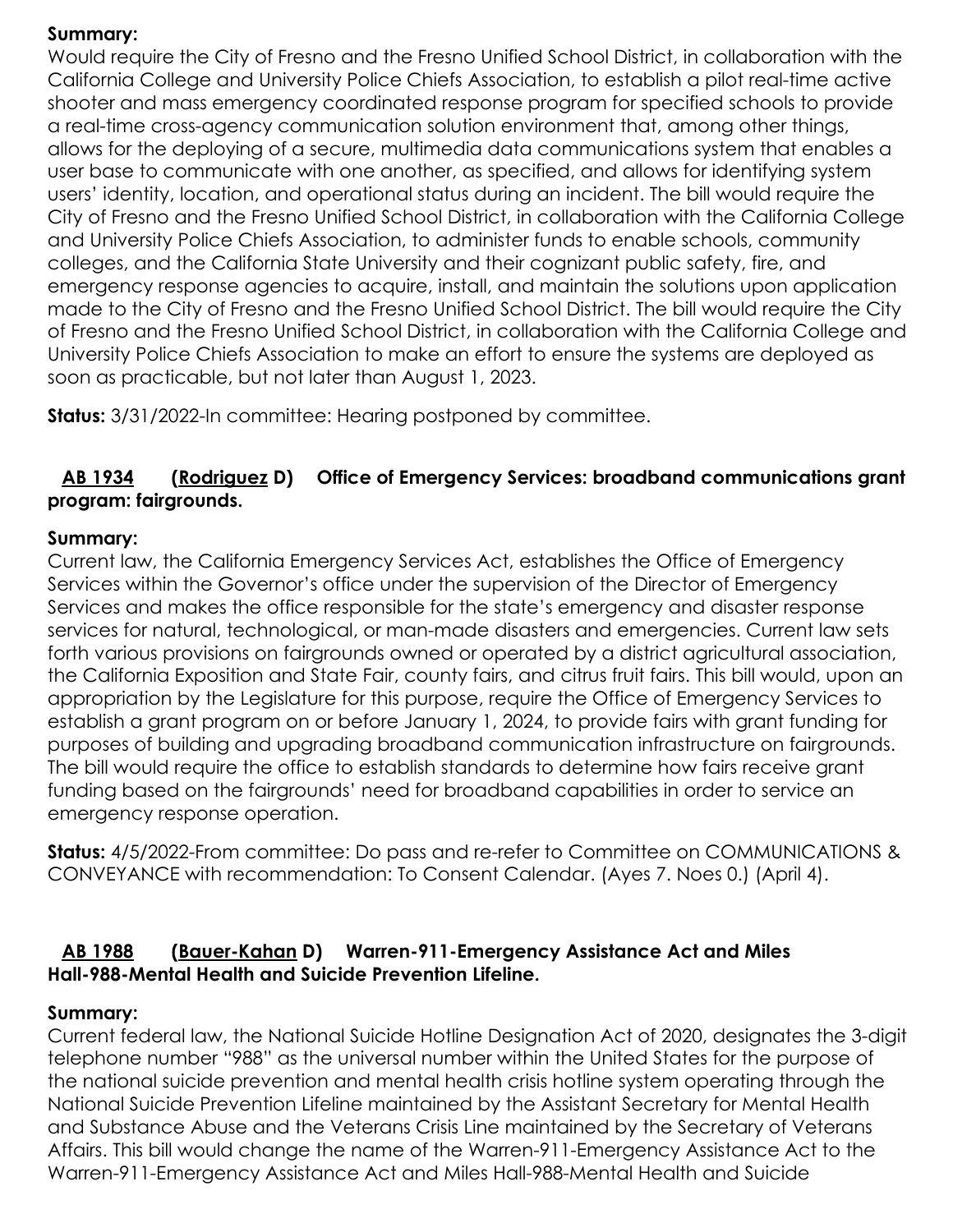**Summary:**
Would require the City of Fresno and the Fresno Unified School District, in collaboration with the California College and University Police Chiefs Association, to establish a pilot real-time active shooter and mass emergency coordinated response program for specified schools to provide a real-time cross-agency communication solution environment that, among other things, allows for the deploying of a secure, multimedia data communications system that enables a user base to communicate with one another, as specified, and allows for identifying system users' identity, location, and operational status during an incident. The bill would require the City of Fresno and the Fresno Unified School District, in collaboration with the California College and University Police Chiefs Association, to administer funds to enable schools, community colleges, and the California State University and their cognizant public safety, fire, and emergency response agencies to acquire, install, and maintain the solutions upon application made to the City of Fresno and the Fresno Unified School District. The bill would require the City of Fresno and the Fresno Unified School District, in collaboration with the California College and University Police Chiefs Association to make an effort to ensure the systems are deployed as soon as practicable, but not later than August 1, 2023.

**Status:** 3/31/2022-In committee: Hearing postponed by committee.

### AB 1934 (Rodriguez D) Office of Emergency Services: broadband communications grant program: fairgrounds.

**Summary:**
Current law, the California Emergency Services Act, establishes the Office of Emergency Services within the Governor's office under the supervision of the Director of Emergency Services and makes the office responsible for the state's emergency and disaster response services for natural, technological, or man-made disasters and emergencies. Current law sets forth various provisions on fairgrounds owned or operated by a district agricultural association, the California Exposition and State Fair, county fairs, and citrus fruit fairs. This bill would, upon an appropriation by the Legislature for this purpose, require the Office of Emergency Services to establish a grant program on or before January 1, 2024, to provide fairs with grant funding for purposes of building and upgrading broadband communication infrastructure on fairgrounds. The bill would require the office to establish standards to determine how fairs receive grant funding based on the fairgrounds' need for broadband capabilities in order to service an emergency response operation.

**Status:** 4/5/2022-From committee: Do pass and re-refer to Committee on COMMUNICATIONS & CONVEYANCE with recommendation: To Consent Calendar. (Ayes 7. Noes 0.) (April 4).

### AB 1988 (Bauer-Kahan D) Warren-911-Emergency Assistance Act and Miles Hall-988-Mental Health and Suicide Prevention Lifeline.

**Summary:**
Current federal law, the National Suicide Hotline Designation Act of 2020, designates the 3-digit telephone number "988" as the universal number within the United States for the purpose of the national suicide prevention and mental health crisis hotline system operating through the National Suicide Prevention Lifeline maintained by the Assistant Secretary for Mental Health and Substance Abuse and the Veterans Crisis Line maintained by the Secretary of Veterans Affairs. This bill would change the name of the Warren-911-Emergency Assistance Act to the Warren-911-Emergency Assistance Act and Miles Hall-988-Mental Health and Suicide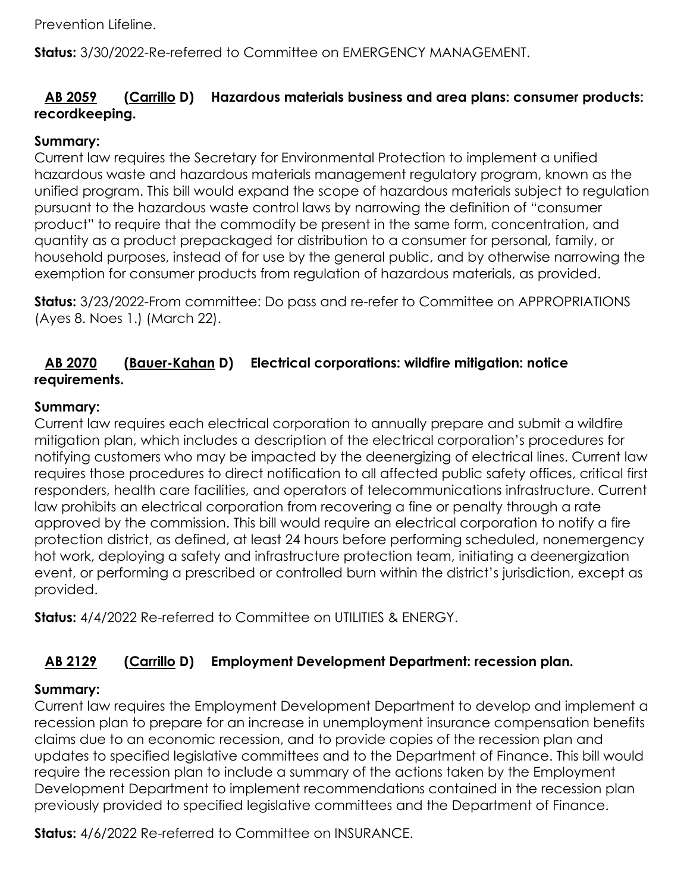Prevention Lifeline.

**Status:** 3/30/2022-Re-referred to Committee on EMERGENCY MANAGEMENT.

### **AB 2059 (Carrillo D) Hazardous materials business and area plans: consumer products: recordkeeping.**

**Summary:**
Current law requires the Secretary for Environmental Protection to implement a unified hazardous waste and hazardous materials management regulatory program, known as the unified program. This bill would expand the scope of hazardous materials subject to regulation pursuant to the hazardous waste control laws by narrowing the definition of "consumer product" to require that the commodity be present in the same form, concentration, and quantity as a product prepackaged for distribution to a consumer for personal, family, or household purposes, instead of for use by the general public, and by otherwise narrowing the exemption for consumer products from regulation of hazardous materials, as provided.

**Status:** 3/23/2022-From committee: Do pass and re-refer to Committee on APPROPRIATIONS (Ayes 8. Noes 1.) (March 22).

### **AB 2070 (Bauer-Kahan D) Electrical corporations: wildfire mitigation: notice requirements.**

**Summary:**
Current law requires each electrical corporation to annually prepare and submit a wildfire mitigation plan, which includes a description of the electrical corporation's procedures for notifying customers who may be impacted by the deenergizing of electrical lines. Current law requires those procedures to direct notification to all affected public safety offices, critical first responders, health care facilities, and operators of telecommunications infrastructure. Current law prohibits an electrical corporation from recovering a fine or penalty through a rate approved by the commission. This bill would require an electrical corporation to notify a fire protection district, as defined, at least 24 hours before performing scheduled, nonemergency hot work, deploying a safety and infrastructure protection team, initiating a deenergization event, or performing a prescribed or controlled burn within the district's jurisdiction, except as provided.

**Status:** 4/4/2022 Re-referred to Committee on UTILITIES & ENERGY.

### **AB 2129 (Carrillo D) Employment Development Department: recession plan.**

**Summary:**
Current law requires the Employment Development Department to develop and implement a recession plan to prepare for an increase in unemployment insurance compensation benefits claims due to an economic recession, and to provide copies of the recession plan and updates to specified legislative committees and to the Department of Finance. This bill would require the recession plan to include a summary of the actions taken by the Employment Development Department to implement recommendations contained in the recession plan previously provided to specified legislative committees and the Department of Finance.

**Status:** 4/6/2022 Re-referred to Committee on INSURANCE.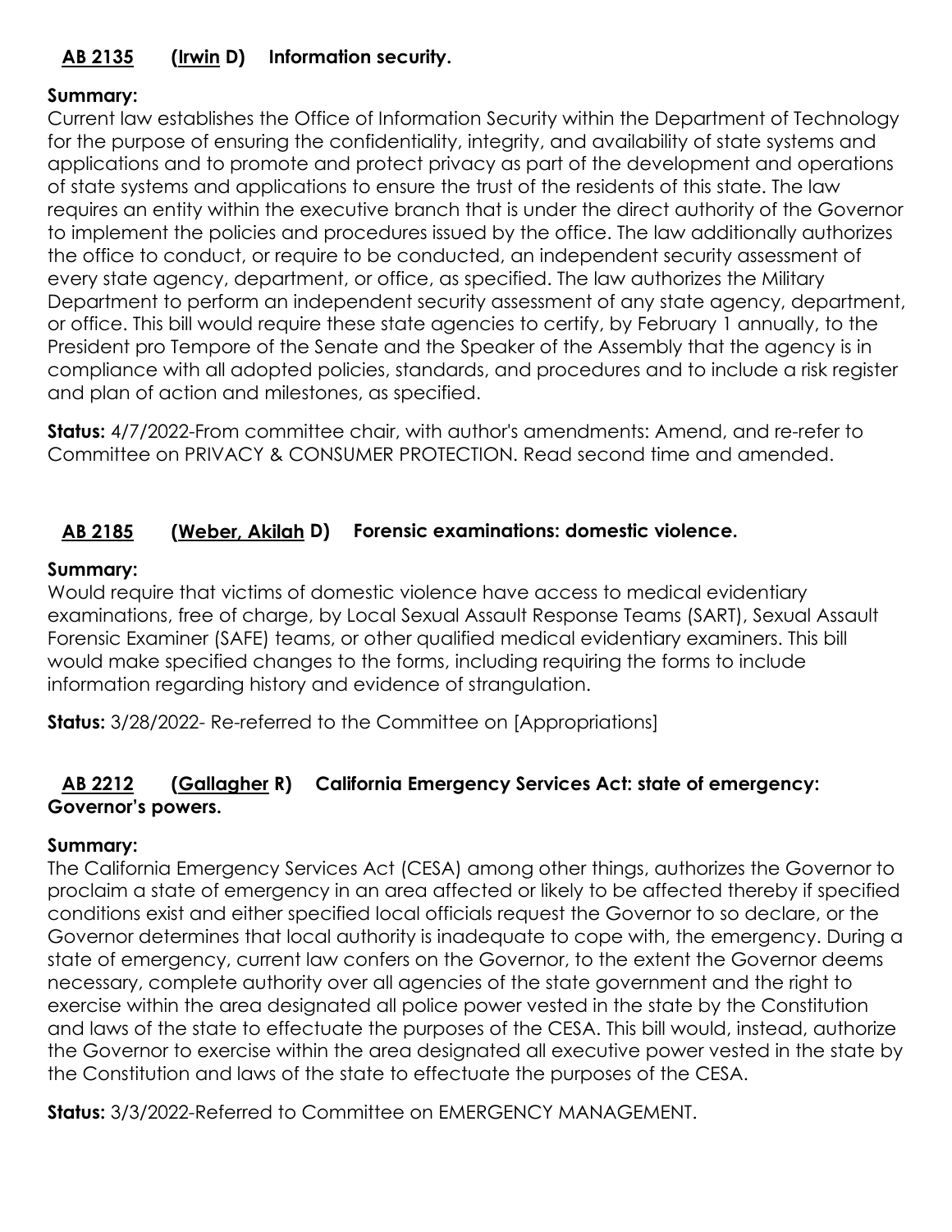### AB 2135 (Irwin D) Information security.

**Summary:**
Current law establishes the Office of Information Security within the Department of Technology for the purpose of ensuring the confidentiality, integrity, and availability of state systems and applications and to promote and protect privacy as part of the development and operations of state systems and applications to ensure the trust of the residents of this state. The law requires an entity within the executive branch that is under the direct authority of the Governor to implement the policies and procedures issued by the office. The law additionally authorizes the office to conduct, or require to be conducted, an independent security assessment of every state agency, department, or office, as specified. The law authorizes the Military Department to perform an independent security assessment of any state agency, department, or office. This bill would require these state agencies to certify, by February 1 annually, to the President pro Tempore of the Senate and the Speaker of the Assembly that the agency is in compliance with all adopted policies, standards, and procedures and to include a risk register and plan of action and milestones, as specified.

**Status:** 4/7/2022-From committee chair, with author's amendments: Amend, and re-refer to Committee on PRIVACY & CONSUMER PROTECTION. Read second time and amended.

### AB 2185 (Weber, Akilah D) Forensic examinations: domestic violence.

**Summary:**
Would require that victims of domestic violence have access to medical evidentiary examinations, free of charge, by Local Sexual Assault Response Teams (SART), Sexual Assault Forensic Examiner (SAFE) teams, or other qualified medical evidentiary examiners. This bill would make specified changes to the forms, including requiring the forms to include information regarding history and evidence of strangulation.

**Status:** 3/28/2022- Re-referred to the Committee on [Appropriations]

### AB 2212 (Gallagher R) California Emergency Services Act: state of emergency: Governor's powers.

**Summary:**
The California Emergency Services Act (CESA) among other things, authorizes the Governor to proclaim a state of emergency in an area affected or likely to be affected thereby if specified conditions exist and either specified local officials request the Governor to so declare, or the Governor determines that local authority is inadequate to cope with, the emergency. During a state of emergency, current law confers on the Governor, to the extent the Governor deems necessary, complete authority over all agencies of the state government and the right to exercise within the area designated all police power vested in the state by the Constitution and laws of the state to effectuate the purposes of the CESA. This bill would, instead, authorize the Governor to exercise within the area designated all executive power vested in the state by the Constitution and laws of the state to effectuate the purposes of the CESA.

**Status:** 3/3/2022-Referred to Committee on EMERGENCY MANAGEMENT.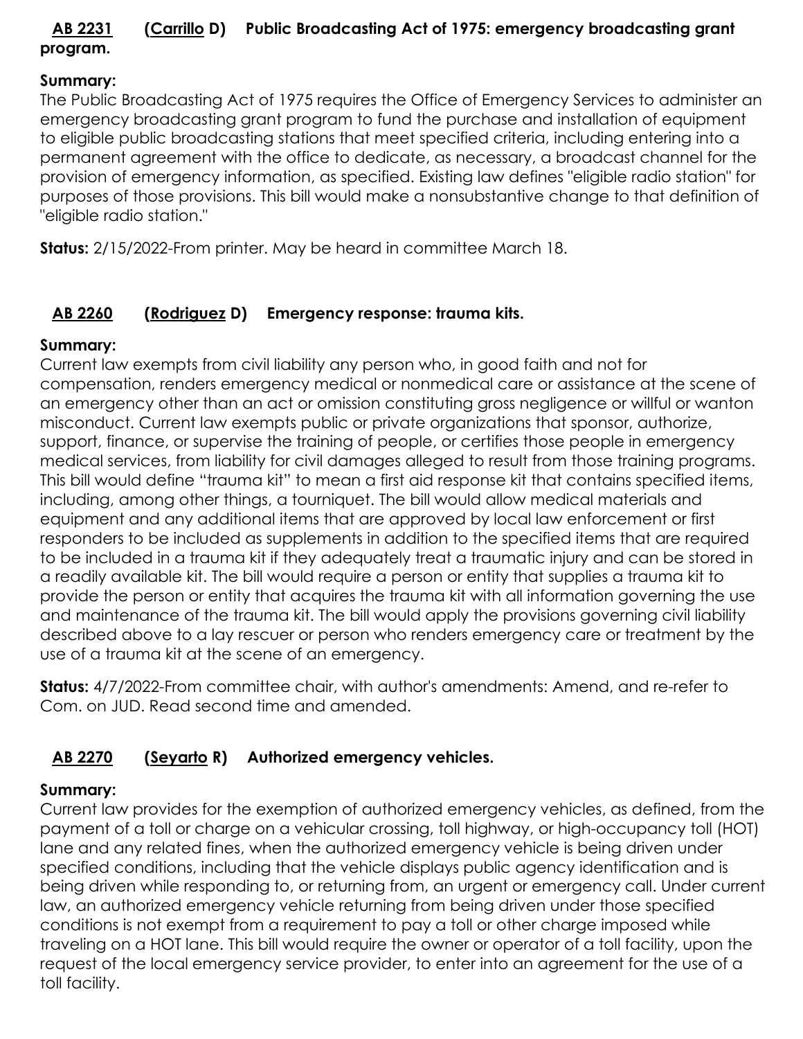**AB 2231 (Carrillo D) Public Broadcasting Act of 1975: emergency broadcasting grant program.**

**Summary:**
The Public Broadcasting Act of 1975 requires the Office of Emergency Services to administer an emergency broadcasting grant program to fund the purchase and installation of equipment to eligible public broadcasting stations that meet specified criteria, including entering into a permanent agreement with the office to dedicate, as necessary, a broadcast channel for the provision of emergency information, as specified. Existing law defines "eligible radio station" for purposes of those provisions. This bill would make a nonsubstantive change to that definition of "eligible radio station."

**Status:** 2/15/2022-From printer. May be heard in committee March 18.

**AB 2260 (Rodriguez D) Emergency response: trauma kits.**

**Summary:**
Current law exempts from civil liability any person who, in good faith and not for compensation, renders emergency medical or nonmedical care or assistance at the scene of an emergency other than an act or omission constituting gross negligence or willful or wanton misconduct. Current law exempts public or private organizations that sponsor, authorize, support, finance, or supervise the training of people, or certifies those people in emergency medical services, from liability for civil damages alleged to result from those training programs. This bill would define "trauma kit" to mean a first aid response kit that contains specified items, including, among other things, a tourniquet. The bill would allow medical materials and equipment and any additional items that are approved by local law enforcement or first responders to be included as supplements in addition to the specified items that are required to be included in a trauma kit if they adequately treat a traumatic injury and can be stored in a readily available kit. The bill would require a person or entity that supplies a trauma kit to provide the person or entity that acquires the trauma kit with all information governing the use and maintenance of the trauma kit. The bill would apply the provisions governing civil liability described above to a lay rescuer or person who renders emergency care or treatment by the use of a trauma kit at the scene of an emergency.

**Status:** 4/7/2022-From committee chair, with author's amendments: Amend, and re-refer to Com. on JUD. Read second time and amended.

**AB 2270 (Seyarto R) Authorized emergency vehicles.**

**Summary:**
Current law provides for the exemption of authorized emergency vehicles, as defined, from the payment of a toll or charge on a vehicular crossing, toll highway, or high-occupancy toll (HOT) lane and any related fines, when the authorized emergency vehicle is being driven under specified conditions, including that the vehicle displays public agency identification and is being driven while responding to, or returning from, an urgent or emergency call. Under current law, an authorized emergency vehicle returning from being driven under those specified conditions is not exempt from a requirement to pay a toll or other charge imposed while traveling on a HOT lane. This bill would require the owner or operator of a toll facility, upon the request of the local emergency service provider, to enter into an agreement for the use of a toll facility.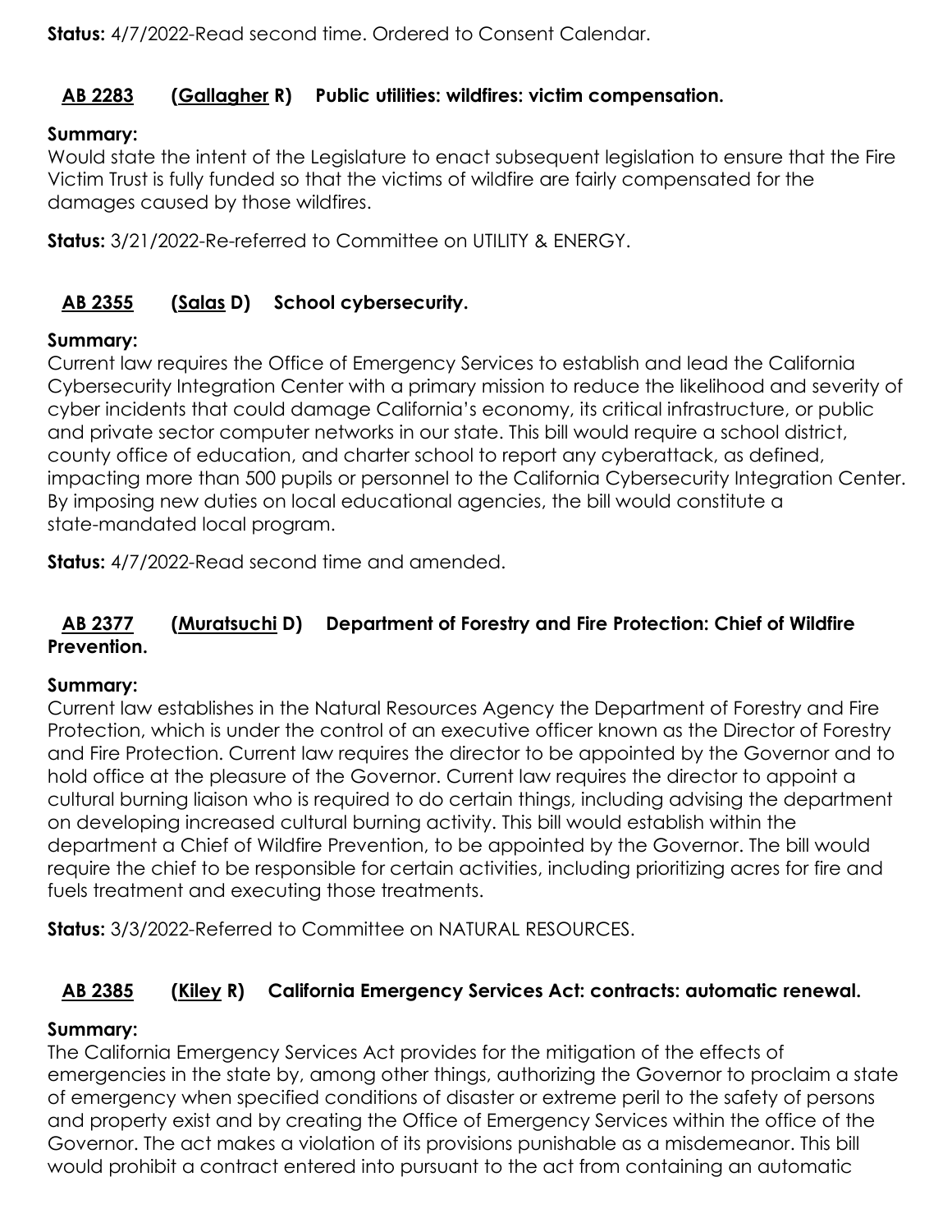**Status:** 4/7/2022-Read second time. Ordered to Consent Calendar.

### AB 2283 (Gallagher R) Public utilities: wildfires: victim compensation.

**Summary:**
Would state the intent of the Legislature to enact subsequent legislation to ensure that the Fire Victim Trust is fully funded so that the victims of wildfire are fairly compensated for the damages caused by those wildfires.

**Status:** 3/21/2022-Re-referred to Committee on UTILITY & ENERGY.

### AB 2355 (Salas D) School cybersecurity.

**Summary:**
Current law requires the Office of Emergency Services to establish and lead the California Cybersecurity Integration Center with a primary mission to reduce the likelihood and severity of cyber incidents that could damage California's economy, its critical infrastructure, or public and private sector computer networks in our state. This bill would require a school district, county office of education, and charter school to report any cyberattack, as defined, impacting more than 500 pupils or personnel to the California Cybersecurity Integration Center. By imposing new duties on local educational agencies, the bill would constitute a state-mandated local program.

**Status:** 4/7/2022-Read second time and amended.

### AB 2377 (Muratsuchi D) Department of Forestry and Fire Protection: Chief of Wildfire Prevention.

**Summary:**
Current law establishes in the Natural Resources Agency the Department of Forestry and Fire Protection, which is under the control of an executive officer known as the Director of Forestry and Fire Protection. Current law requires the director to be appointed by the Governor and to hold office at the pleasure of the Governor. Current law requires the director to appoint a cultural burning liaison who is required to do certain things, including advising the department on developing increased cultural burning activity. This bill would establish within the department a Chief of Wildfire Prevention, to be appointed by the Governor. The bill would require the chief to be responsible for certain activities, including prioritizing acres for fire and fuels treatment and executing those treatments.

**Status:** 3/3/2022-Referred to Committee on NATURAL RESOURCES.

### AB 2385 (Kiley R) California Emergency Services Act: contracts: automatic renewal.

**Summary:**
The California Emergency Services Act provides for the mitigation of the effects of emergencies in the state by, among other things, authorizing the Governor to proclaim a state of emergency when specified conditions of disaster or extreme peril to the safety of persons and property exist and by creating the Office of Emergency Services within the office of the Governor. The act makes a violation of its provisions punishable as a misdemeanor. This bill would prohibit a contract entered into pursuant to the act from containing an automatic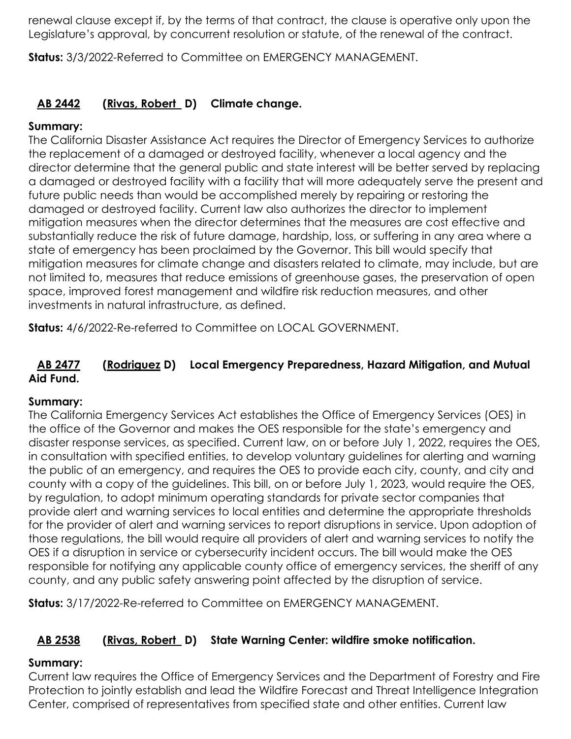renewal clause except if, by the terms of that contract, the clause is operative only upon the Legislature's approval, by concurrent resolution or statute, of the renewal of the contract.

**Status:** 3/3/2022-Referred to Committee on EMERGENCY MANAGEMENT.

### AB 2442 (Rivas, Robert D) Climate change.

**Summary:**
The California Disaster Assistance Act requires the Director of Emergency Services to authorize the replacement of a damaged or destroyed facility, whenever a local agency and the director determine that the general public and state interest will be better served by replacing a damaged or destroyed facility with a facility that will more adequately serve the present and future public needs than would be accomplished merely by repairing or restoring the damaged or destroyed facility. Current law also authorizes the director to implement mitigation measures when the director determines that the measures are cost effective and substantially reduce the risk of future damage, hardship, loss, or suffering in any area where a state of emergency has been proclaimed by the Governor. This bill would specify that mitigation measures for climate change and disasters related to climate, may include, but are not limited to, measures that reduce emissions of greenhouse gases, the preservation of open space, improved forest management and wildfire risk reduction measures, and other investments in natural infrastructure, as defined.

**Status:** 4/6/2022-Re-referred to Committee on LOCAL GOVERNMENT.

### AB 2477 (Rodriguez D) Local Emergency Preparedness, Hazard Mitigation, and Mutual Aid Fund.

**Summary:**
The California Emergency Services Act establishes the Office of Emergency Services (OES) in the office of the Governor and makes the OES responsible for the state's emergency and disaster response services, as specified. Current law, on or before July 1, 2022, requires the OES, in consultation with specified entities, to develop voluntary guidelines for alerting and warning the public of an emergency, and requires the OES to provide each city, county, and city and county with a copy of the guidelines. This bill, on or before July 1, 2023, would require the OES, by regulation, to adopt minimum operating standards for private sector companies that provide alert and warning services to local entities and determine the appropriate thresholds for the provider of alert and warning services to report disruptions in service. Upon adoption of those regulations, the bill would require all providers of alert and warning services to notify the OES if a disruption in service or cybersecurity incident occurs. The bill would make the OES responsible for notifying any applicable county office of emergency services, the sheriff of any county, and any public safety answering point affected by the disruption of service.

**Status:** 3/17/2022-Re-referred to Committee on EMERGENCY MANAGEMENT.

### AB 2538 (Rivas, Robert D) State Warning Center: wildfire smoke notification.

**Summary:**
Current law requires the Office of Emergency Services and the Department of Forestry and Fire Protection to jointly establish and lead the Wildfire Forecast and Threat Intelligence Integration Center, comprised of representatives from specified state and other entities. Current law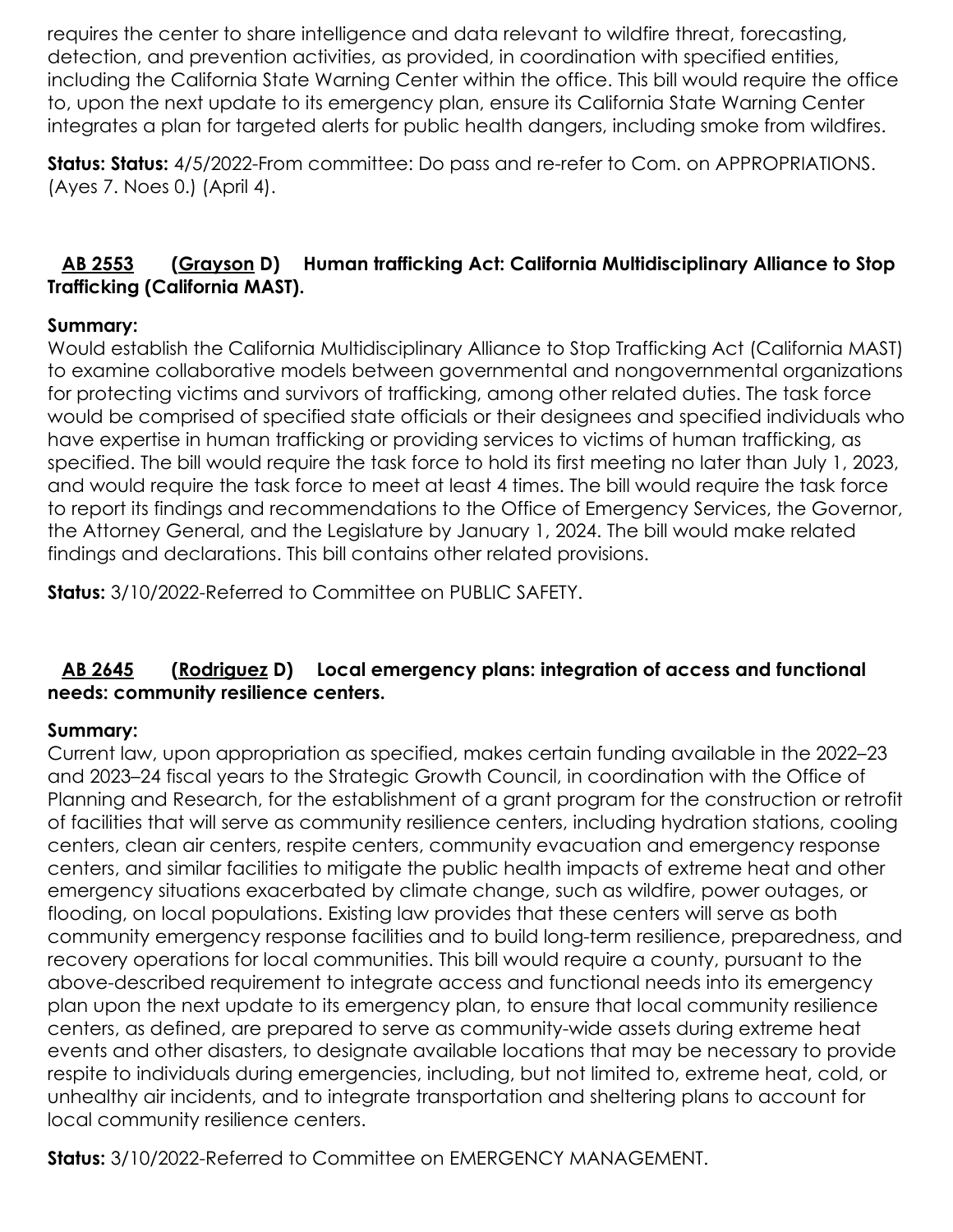requires the center to share intelligence and data relevant to wildfire threat, forecasting, detection, and prevention activities, as provided, in coordination with specified entities, including the California State Warning Center within the office. This bill would require the office to, upon the next update to its emergency plan, ensure its California State Warning Center integrates a plan for targeted alerts for public health dangers, including smoke from wildfires.

**Status: Status:** 4/5/2022-From committee: Do pass and re-refer to Com. on APPROPRIATIONS. (Ayes 7. Noes 0.) (April 4).

### AB 2553 (Grayson D) Human trafficking Act: California Multidisciplinary Alliance to Stop Trafficking (California MAST).

**Summary:**
Would establish the California Multidisciplinary Alliance to Stop Trafficking Act (California MAST) to examine collaborative models between governmental and nongovernmental organizations for protecting victims and survivors of trafficking, among other related duties. The task force would be comprised of specified state officials or their designees and specified individuals who have expertise in human trafficking or providing services to victims of human trafficking, as specified. The bill would require the task force to hold its first meeting no later than July 1, 2023, and would require the task force to meet at least 4 times. The bill would require the task force to report its findings and recommendations to the Office of Emergency Services, the Governor, the Attorney General, and the Legislature by January 1, 2024. The bill would make related findings and declarations. This bill contains other related provisions.

**Status:** 3/10/2022-Referred to Committee on PUBLIC SAFETY.

### AB 2645 (Rodriguez D) Local emergency plans: integration of access and functional needs: community resilience centers.

**Summary:**
Current law, upon appropriation as specified, makes certain funding available in the 2022–23 and 2023–24 fiscal years to the Strategic Growth Council, in coordination with the Office of Planning and Research, for the establishment of a grant program for the construction or retrofit of facilities that will serve as community resilience centers, including hydration stations, cooling centers, clean air centers, respite centers, community evacuation and emergency response centers, and similar facilities to mitigate the public health impacts of extreme heat and other emergency situations exacerbated by climate change, such as wildfire, power outages, or flooding, on local populations. Existing law provides that these centers will serve as both community emergency response facilities and to build long-term resilience, preparedness, and recovery operations for local communities. This bill would require a county, pursuant to the above-described requirement to integrate access and functional needs into its emergency plan upon the next update to its emergency plan, to ensure that local community resilience centers, as defined, are prepared to serve as community-wide assets during extreme heat events and other disasters, to designate available locations that may be necessary to provide respite to individuals during emergencies, including, but not limited to, extreme heat, cold, or unhealthy air incidents, and to integrate transportation and sheltering plans to account for local community resilience centers.

**Status:** 3/10/2022-Referred to Committee on EMERGENCY MANAGEMENT.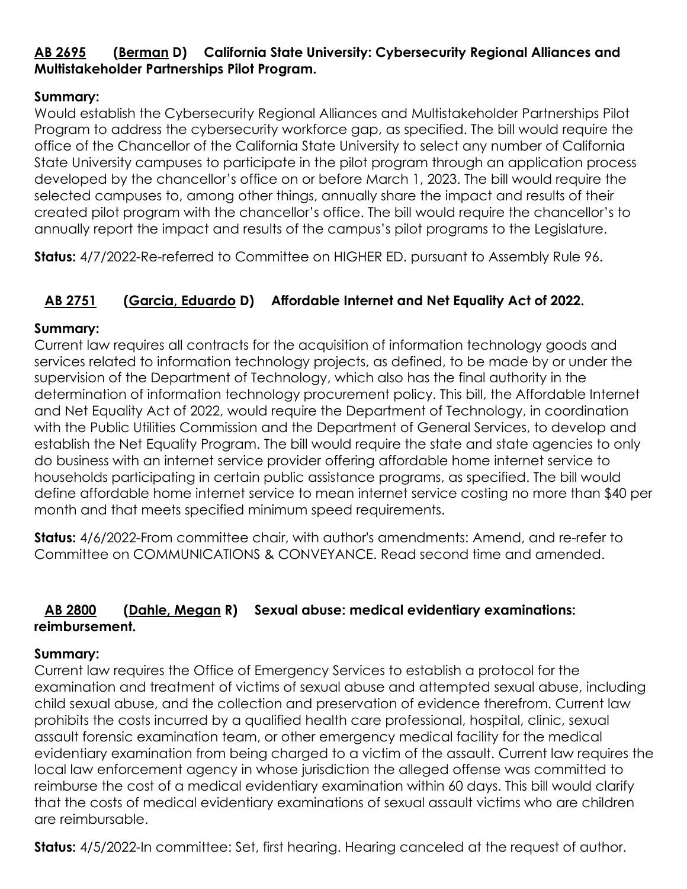**AB 2695 (Berman D) California State University: Cybersecurity Regional Alliances and Multistakeholder Partnerships Pilot Program.**

**Summary:**
Would establish the Cybersecurity Regional Alliances and Multistakeholder Partnerships Pilot Program to address the cybersecurity workforce gap, as specified. The bill would require the office of the Chancellor of the California State University to select any number of California State University campuses to participate in the pilot program through an application process developed by the chancellor's office on or before March 1, 2023. The bill would require the selected campuses to, among other things, annually share the impact and results of their created pilot program with the chancellor's office. The bill would require the chancellor's to annually report the impact and results of the campus's pilot programs to the Legislature.

**Status:** 4/7/2022-Re-referred to Committee on HIGHER ED. pursuant to Assembly Rule 96.

**AB 2751 (Garcia, Eduardo D) Affordable Internet and Net Equality Act of 2022.**

**Summary:**
Current law requires all contracts for the acquisition of information technology goods and services related to information technology projects, as defined, to be made by or under the supervision of the Department of Technology, which also has the final authority in the determination of information technology procurement policy. This bill, the Affordable Internet and Net Equality Act of 2022, would require the Department of Technology, in coordination with the Public Utilities Commission and the Department of General Services, to develop and establish the Net Equality Program. The bill would require the state and state agencies to only do business with an internet service provider offering affordable home internet service to households participating in certain public assistance programs, as specified. The bill would define affordable home internet service to mean internet service costing no more than $40 per month and that meets specified minimum speed requirements.

**Status:** 4/6/2022-From committee chair, with author's amendments: Amend, and re-refer to Committee on COMMUNICATIONS & CONVEYANCE. Read second time and amended.

**AB 2800 (Dahle, Megan R) Sexual abuse: medical evidentiary examinations: reimbursement.**

**Summary:**
Current law requires the Office of Emergency Services to establish a protocol for the examination and treatment of victims of sexual abuse and attempted sexual abuse, including child sexual abuse, and the collection and preservation of evidence therefrom. Current law prohibits the costs incurred by a qualified health care professional, hospital, clinic, sexual assault forensic examination team, or other emergency medical facility for the medical evidentiary examination from being charged to a victim of the assault. Current law requires the local law enforcement agency in whose jurisdiction the alleged offense was committed to reimburse the cost of a medical evidentiary examination within 60 days. This bill would clarify that the costs of medical evidentiary examinations of sexual assault victims who are children are reimbursable.

**Status:** 4/5/2022-In committee: Set, first hearing. Hearing canceled at the request of author.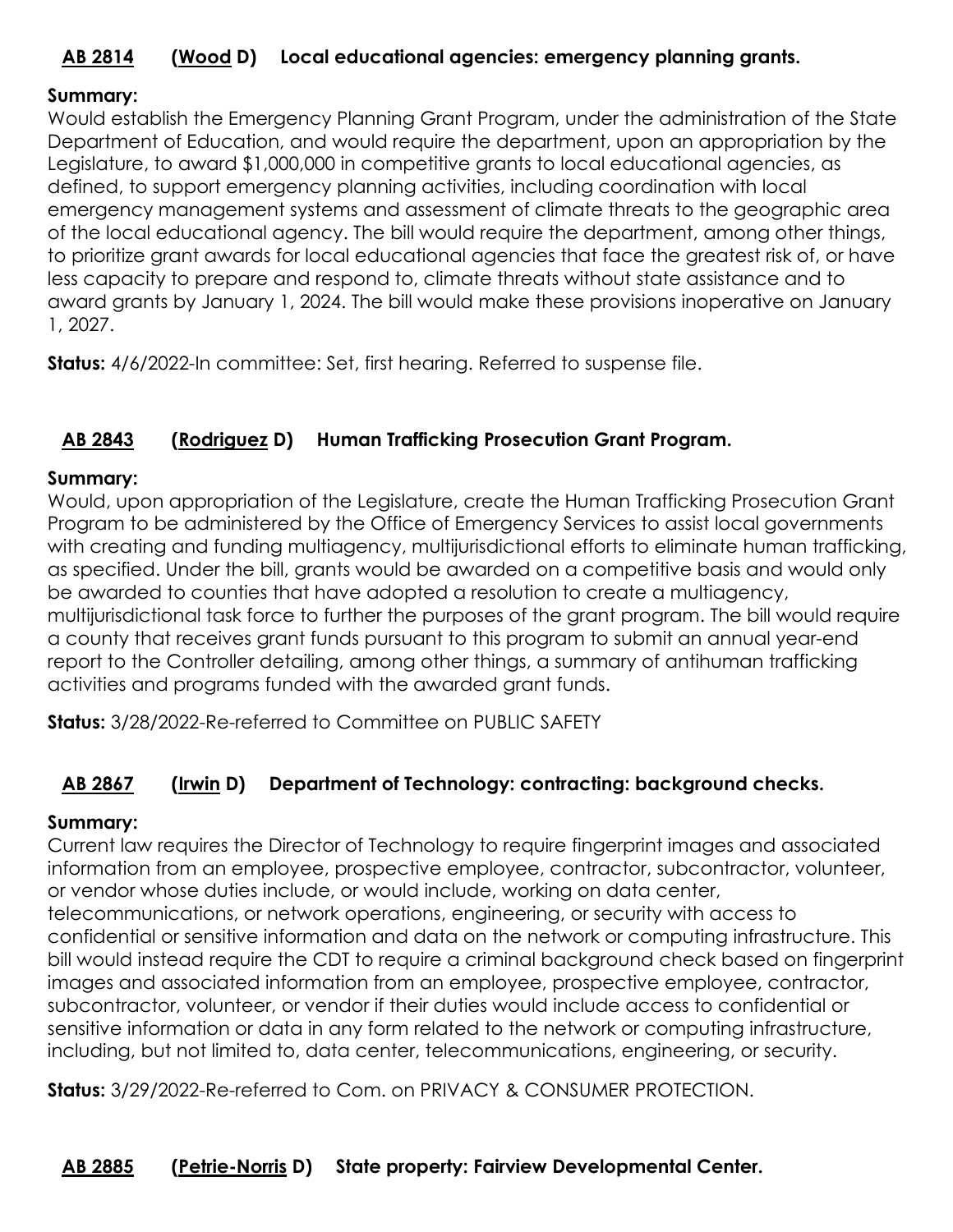**AB 2814 (Wood D) Local educational agencies: emergency planning grants.**

**Summary:**
Would establish the Emergency Planning Grant Program, under the administration of the State Department of Education, and would require the department, upon an appropriation by the Legislature, to award $1,000,000 in competitive grants to local educational agencies, as defined, to support emergency planning activities, including coordination with local emergency management systems and assessment of climate threats to the geographic area of the local educational agency. The bill would require the department, among other things, to prioritize grant awards for local educational agencies that face the greatest risk of, or have less capacity to prepare and respond to, climate threats without state assistance and to award grants by January 1, 2024. The bill would make these provisions inoperative on January 1, 2027.

**Status:** 4/6/2022-In committee: Set, first hearing. Referred to suspense file.

**AB 2843 (Rodriguez D) Human Trafficking Prosecution Grant Program.**

**Summary:**
Would, upon appropriation of the Legislature, create the Human Trafficking Prosecution Grant Program to be administered by the Office of Emergency Services to assist local governments with creating and funding multiagency, multijurisdictional efforts to eliminate human trafficking, as specified. Under the bill, grants would be awarded on a competitive basis and would only be awarded to counties that have adopted a resolution to create a multiagency, multijurisdictional task force to further the purposes of the grant program. The bill would require a county that receives grant funds pursuant to this program to submit an annual year-end report to the Controller detailing, among other things, a summary of antihuman trafficking activities and programs funded with the awarded grant funds.

**Status:** 3/28/2022-Re-referred to Committee on PUBLIC SAFETY

**AB 2867 (Irwin D) Department of Technology: contracting: background checks.**

**Summary:**
Current law requires the Director of Technology to require fingerprint images and associated information from an employee, prospective employee, contractor, subcontractor, volunteer, or vendor whose duties include, or would include, working on data center, telecommunications, or network operations, engineering, or security with access to confidential or sensitive information and data on the network or computing infrastructure. This bill would instead require the CDT to require a criminal background check based on fingerprint images and associated information from an employee, prospective employee, contractor, subcontractor, volunteer, or vendor if their duties would include access to confidential or sensitive information or data in any form related to the network or computing infrastructure, including, but not limited to, data center, telecommunications, engineering, or security.

**Status:** 3/29/2022-Re-referred to Com. on PRIVACY & CONSUMER PROTECTION.

**AB 2885 (Petrie-Norris D) State property: Fairview Developmental Center.**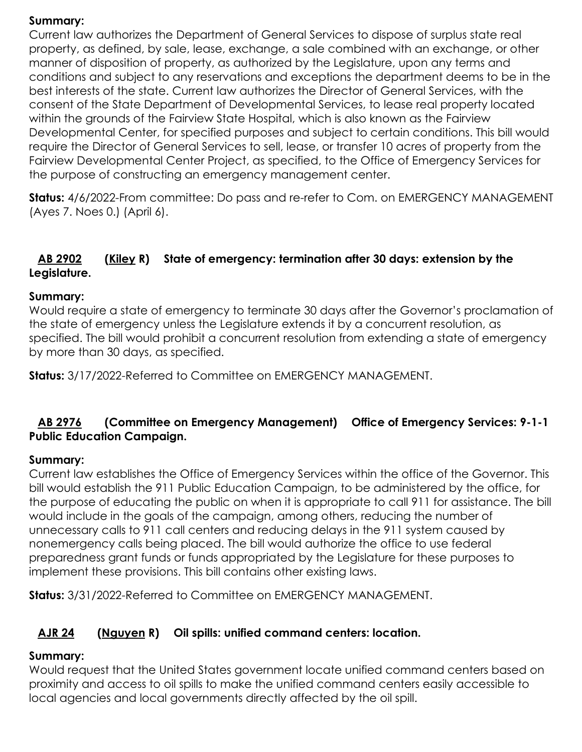**Summary:**
Current law authorizes the Department of General Services to dispose of surplus state real property, as defined, by sale, lease, exchange, a sale combined with an exchange, or other manner of disposition of property, as authorized by the Legislature, upon any terms and conditions and subject to any reservations and exceptions the department deems to be in the best interests of the state. Current law authorizes the Director of General Services, with the consent of the State Department of Developmental Services, to lease real property located within the grounds of the Fairview State Hospital, which is also known as the Fairview Developmental Center, for specified purposes and subject to certain conditions. This bill would require the Director of General Services to sell, lease, or transfer 10 acres of property from the Fairview Developmental Center Project, as specified, to the Office of Emergency Services for the purpose of constructing an emergency management center.

**Status:** 4/6/2022-From committee: Do pass and re-refer to Com. on EMERGENCY MANAGEMENT (Ayes 7. Noes 0.) (April 6).

### AB 2902 (Kiley R) State of emergency: termination after 30 days: extension by the Legislature.

**Summary:**
Would require a state of emergency to terminate 30 days after the Governor's proclamation of the state of emergency unless the Legislature extends it by a concurrent resolution, as specified. The bill would prohibit a concurrent resolution from extending a state of emergency by more than 30 days, as specified.

**Status:** 3/17/2022-Referred to Committee on EMERGENCY MANAGEMENT.

### AB 2976 (Committee on Emergency Management) Office of Emergency Services: 9-1-1 Public Education Campaign.

**Summary:**
Current law establishes the Office of Emergency Services within the office of the Governor. This bill would establish the 911 Public Education Campaign, to be administered by the office, for the purpose of educating the public on when it is appropriate to call 911 for assistance. The bill would include in the goals of the campaign, among others, reducing the number of unnecessary calls to 911 call centers and reducing delays in the 911 system caused by nonemergency calls being placed. The bill would authorize the office to use federal preparedness grant funds or funds appropriated by the Legislature for these purposes to implement these provisions. This bill contains other existing laws.

**Status:** 3/31/2022-Referred to Committee on EMERGENCY MANAGEMENT.

### AJR 24 (Nguyen R) Oil spills: unified command centers: location.

**Summary:**
Would request that the United States government locate unified command centers based on proximity and access to oil spills to make the unified command centers easily accessible to local agencies and local governments directly affected by the oil spill.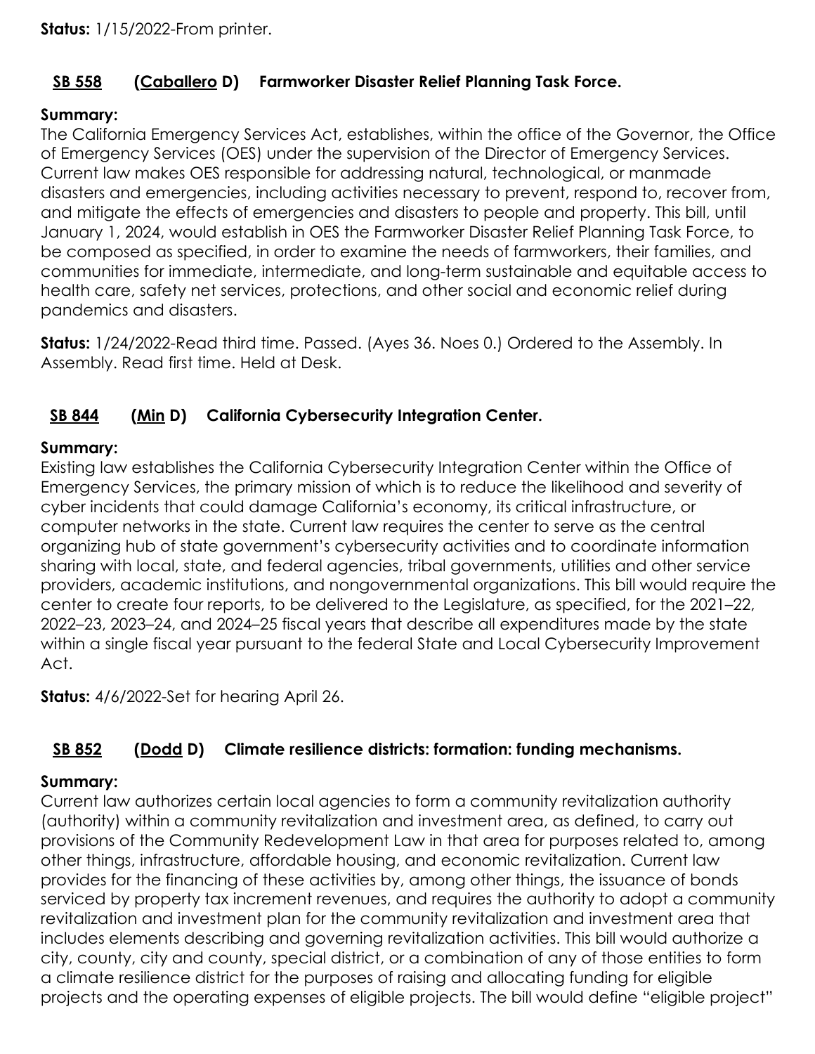**Status:** 1/15/2022-From printer.

### SB 558 (Caballero D) Farmworker Disaster Relief Planning Task Force.

**Summary:**
The California Emergency Services Act, establishes, within the office of the Governor, the Office of Emergency Services (OES) under the supervision of the Director of Emergency Services. Current law makes OES responsible for addressing natural, technological, or manmade disasters and emergencies, including activities necessary to prevent, respond to, recover from, and mitigate the effects of emergencies and disasters to people and property. This bill, until January 1, 2024, would establish in OES the Farmworker Disaster Relief Planning Task Force, to be composed as specified, in order to examine the needs of farmworkers, their families, and communities for immediate, intermediate, and long-term sustainable and equitable access to health care, safety net services, protections, and other social and economic relief during pandemics and disasters.

**Status:** 1/24/2022-Read third time. Passed. (Ayes 36. Noes 0.) Ordered to the Assembly. In Assembly. Read first time. Held at Desk.

### SB 844 (Min D) California Cybersecurity Integration Center.

**Summary:**
Existing law establishes the California Cybersecurity Integration Center within the Office of Emergency Services, the primary mission of which is to reduce the likelihood and severity of cyber incidents that could damage California's economy, its critical infrastructure, or computer networks in the state. Current law requires the center to serve as the central organizing hub of state government's cybersecurity activities and to coordinate information sharing with local, state, and federal agencies, tribal governments, utilities and other service providers, academic institutions, and nongovernmental organizations. This bill would require the center to create four reports, to be delivered to the Legislature, as specified, for the 2021–22, 2022–23, 2023–24, and 2024–25 fiscal years that describe all expenditures made by the state within a single fiscal year pursuant to the federal State and Local Cybersecurity Improvement Act.

**Status:** 4/6/2022-Set for hearing April 26.

### SB 852 (Dodd D) Climate resilience districts: formation: funding mechanisms.

**Summary:**
Current law authorizes certain local agencies to form a community revitalization authority (authority) within a community revitalization and investment area, as defined, to carry out provisions of the Community Redevelopment Law in that area for purposes related to, among other things, infrastructure, affordable housing, and economic revitalization. Current law provides for the financing of these activities by, among other things, the issuance of bonds serviced by property tax increment revenues, and requires the authority to adopt a community revitalization and investment plan for the community revitalization and investment area that includes elements describing and governing revitalization activities. This bill would authorize a city, county, city and county, special district, or a combination of any of those entities to form a climate resilience district for the purposes of raising and allocating funding for eligible projects and the operating expenses of eligible projects. The bill would define "eligible project"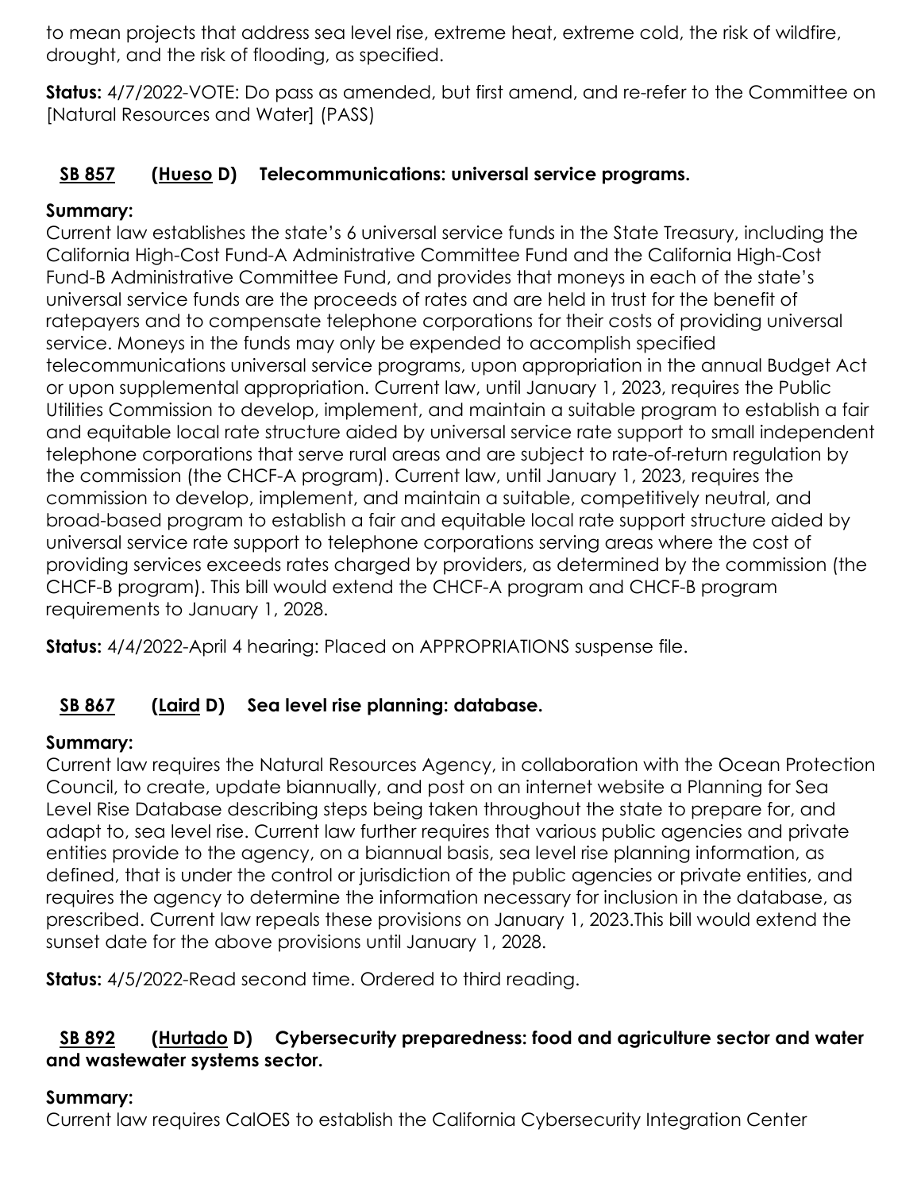to mean projects that address sea level rise, extreme heat, extreme cold, the risk of wildfire, drought, and the risk of flooding, as specified.

**Status:** 4/7/2022-VOTE: Do pass as amended, but first amend, and re-refer to the Committee on [Natural Resources and Water] (PASS)

### SB 857 (Hueso D) Telecommunications: universal service programs.

**Summary:**

Current law establishes the state's 6 universal service funds in the State Treasury, including the California High-Cost Fund-A Administrative Committee Fund and the California High-Cost Fund-B Administrative Committee Fund, and provides that moneys in each of the state's universal service funds are the proceeds of rates and are held in trust for the benefit of ratepayers and to compensate telephone corporations for their costs of providing universal service. Moneys in the funds may only be expended to accomplish specified telecommunications universal service programs, upon appropriation in the annual Budget Act or upon supplemental appropriation. Current law, until January 1, 2023, requires the Public Utilities Commission to develop, implement, and maintain a suitable program to establish a fair and equitable local rate structure aided by universal service rate support to small independent telephone corporations that serve rural areas and are subject to rate-of-return regulation by the commission (the CHCF-A program). Current law, until January 1, 2023, requires the commission to develop, implement, and maintain a suitable, competitively neutral, and broad-based program to establish a fair and equitable local rate support structure aided by universal service rate support to telephone corporations serving areas where the cost of providing services exceeds rates charged by providers, as determined by the commission (the CHCF-B program). This bill would extend the CHCF-A program and CHCF-B program requirements to January 1, 2028.

**Status:** 4/4/2022-April 4 hearing: Placed on APPROPRIATIONS suspense file.

### SB 867 (Laird D) Sea level rise planning: database.

**Summary:**

Current law requires the Natural Resources Agency, in collaboration with the Ocean Protection Council, to create, update biannually, and post on an internet website a Planning for Sea Level Rise Database describing steps being taken throughout the state to prepare for, and adapt to, sea level rise. Current law further requires that various public agencies and private entities provide to the agency, on a biannual basis, sea level rise planning information, as defined, that is under the control or jurisdiction of the public agencies or private entities, and requires the agency to determine the information necessary for inclusion in the database, as prescribed. Current law repeals these provisions on January 1, 2023.This bill would extend the sunset date for the above provisions until January 1, 2028.

**Status:** 4/5/2022-Read second time. Ordered to third reading.

### SB 892 (Hurtado D) Cybersecurity preparedness: food and agriculture sector and water and wastewater systems sector.

**Summary:**

Current law requires CalOES to establish the California Cybersecurity Integration Center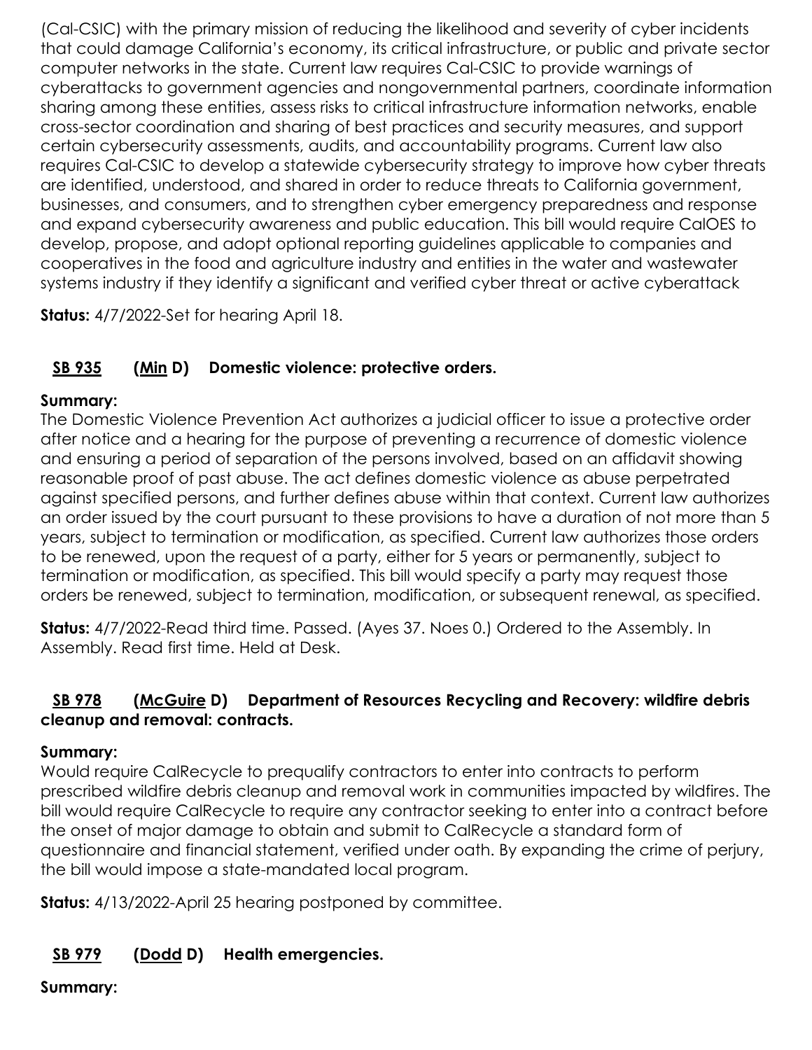(Cal-CSIC) with the primary mission of reducing the likelihood and severity of cyber incidents that could damage California's economy, its critical infrastructure, or public and private sector computer networks in the state. Current law requires Cal-CSIC to provide warnings of cyberattacks to government agencies and nongovernmental partners, coordinate information sharing among these entities, assess risks to critical infrastructure information networks, enable cross-sector coordination and sharing of best practices and security measures, and support certain cybersecurity assessments, audits, and accountability programs. Current law also requires Cal-CSIC to develop a statewide cybersecurity strategy to improve how cyber threats are identified, understood, and shared in order to reduce threats to California government, businesses, and consumers, and to strengthen cyber emergency preparedness and response and expand cybersecurity awareness and public education. This bill would require CalOES to develop, propose, and adopt optional reporting guidelines applicable to companies and cooperatives in the food and agriculture industry and entities in the water and wastewater systems industry if they identify a significant and verified cyber threat or active cyberattack

**Status:** 4/7/2022-Set for hearing April 18.

### SB 935 (Min D) Domestic violence: protective orders.

**Summary:**
The Domestic Violence Prevention Act authorizes a judicial officer to issue a protective order after notice and a hearing for the purpose of preventing a recurrence of domestic violence and ensuring a period of separation of the persons involved, based on an affidavit showing reasonable proof of past abuse. The act defines domestic violence as abuse perpetrated against specified persons, and further defines abuse within that context. Current law authorizes an order issued by the court pursuant to these provisions to have a duration of not more than 5 years, subject to termination or modification, as specified. Current law authorizes those orders to be renewed, upon the request of a party, either for 5 years or permanently, subject to termination or modification, as specified. This bill would specify a party may request those orders be renewed, subject to termination, modification, or subsequent renewal, as specified.

**Status:** 4/7/2022-Read third time. Passed. (Ayes 37. Noes 0.) Ordered to the Assembly. In Assembly. Read first time. Held at Desk.

### SB 978 (McGuire D) Department of Resources Recycling and Recovery: wildfire debris cleanup and removal: contracts.

**Summary:**
Would require CalRecycle to prequalify contractors to enter into contracts to perform prescribed wildfire debris cleanup and removal work in communities impacted by wildfires. The bill would require CalRecycle to require any contractor seeking to enter into a contract before the onset of major damage to obtain and submit to CalRecycle a standard form of questionnaire and financial statement, verified under oath. By expanding the crime of perjury, the bill would impose a state-mandated local program.

**Status:** 4/13/2022-April 25 hearing postponed by committee.

### SB 979 (Dodd D) Health emergencies.

**Summary:**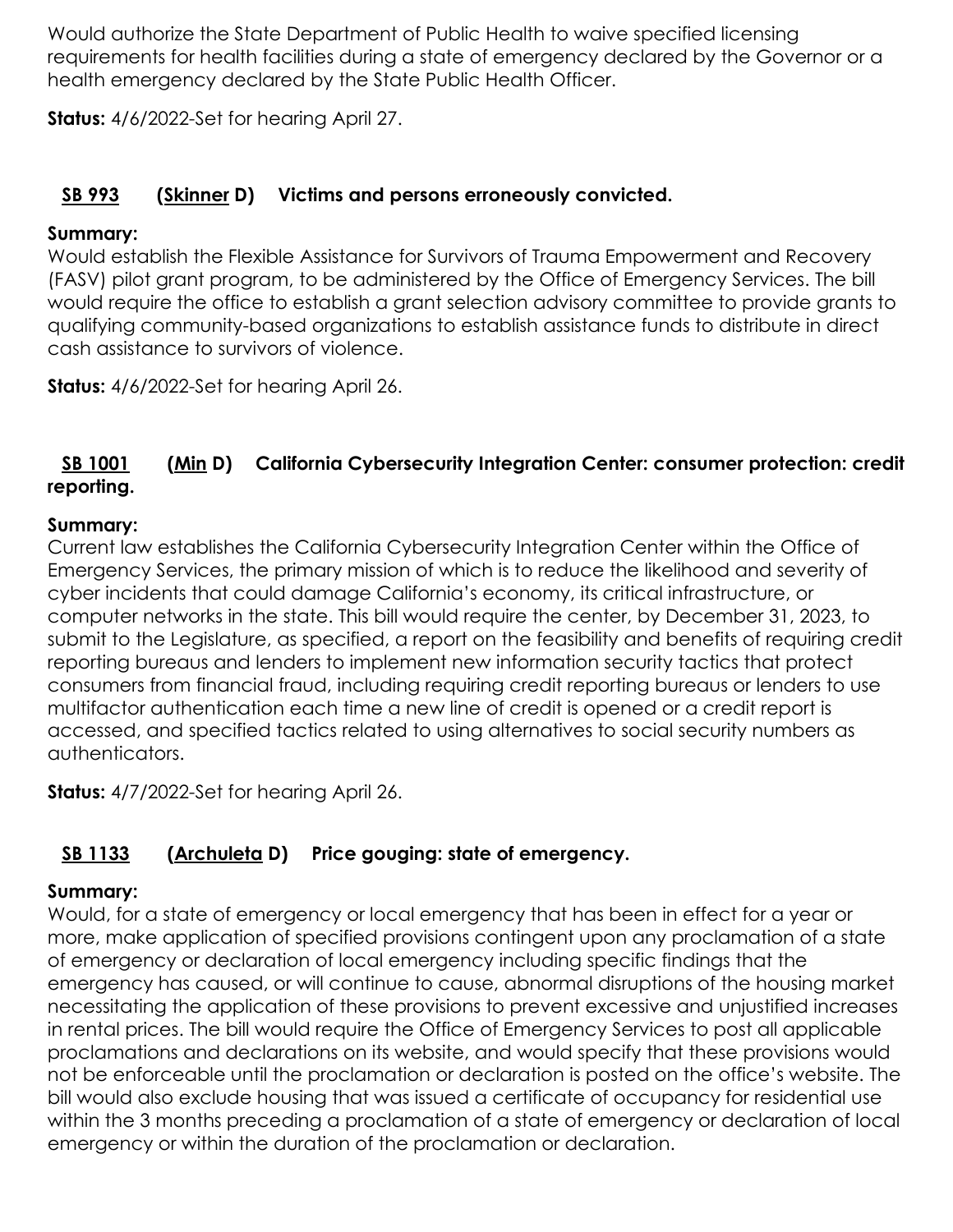Would authorize the State Department of Public Health to waive specified licensing requirements for health facilities during a state of emergency declared by the Governor or a health emergency declared by the State Public Health Officer.

**Status:** 4/6/2022-Set for hearing April 27.

### SB 993 (Skinner D) Victims and persons erroneously convicted.

**Summary:**
Would establish the Flexible Assistance for Survivors of Trauma Empowerment and Recovery (FASV) pilot grant program, to be administered by the Office of Emergency Services. The bill would require the office to establish a grant selection advisory committee to provide grants to qualifying community-based organizations to establish assistance funds to distribute in direct cash assistance to survivors of violence.

**Status:** 4/6/2022-Set for hearing April 26.

### SB 1001 (Min D) California Cybersecurity Integration Center: consumer protection: credit reporting.

**Summary:**
Current law establishes the California Cybersecurity Integration Center within the Office of Emergency Services, the primary mission of which is to reduce the likelihood and severity of cyber incidents that could damage California's economy, its critical infrastructure, or computer networks in the state. This bill would require the center, by December 31, 2023, to submit to the Legislature, as specified, a report on the feasibility and benefits of requiring credit reporting bureaus and lenders to implement new information security tactics that protect consumers from financial fraud, including requiring credit reporting bureaus or lenders to use multifactor authentication each time a new line of credit is opened or a credit report is accessed, and specified tactics related to using alternatives to social security numbers as authenticators.

**Status:** 4/7/2022-Set for hearing April 26.

### SB 1133 (Archuleta D) Price gouging: state of emergency.

**Summary:**
Would, for a state of emergency or local emergency that has been in effect for a year or more, make application of specified provisions contingent upon any proclamation of a state of emergency or declaration of local emergency including specific findings that the emergency has caused, or will continue to cause, abnormal disruptions of the housing market necessitating the application of these provisions to prevent excessive and unjustified increases in rental prices. The bill would require the Office of Emergency Services to post all applicable proclamations and declarations on its website, and would specify that these provisions would not be enforceable until the proclamation or declaration is posted on the office's website. The bill would also exclude housing that was issued a certificate of occupancy for residential use within the 3 months preceding a proclamation of a state of emergency or declaration of local emergency or within the duration of the proclamation or declaration.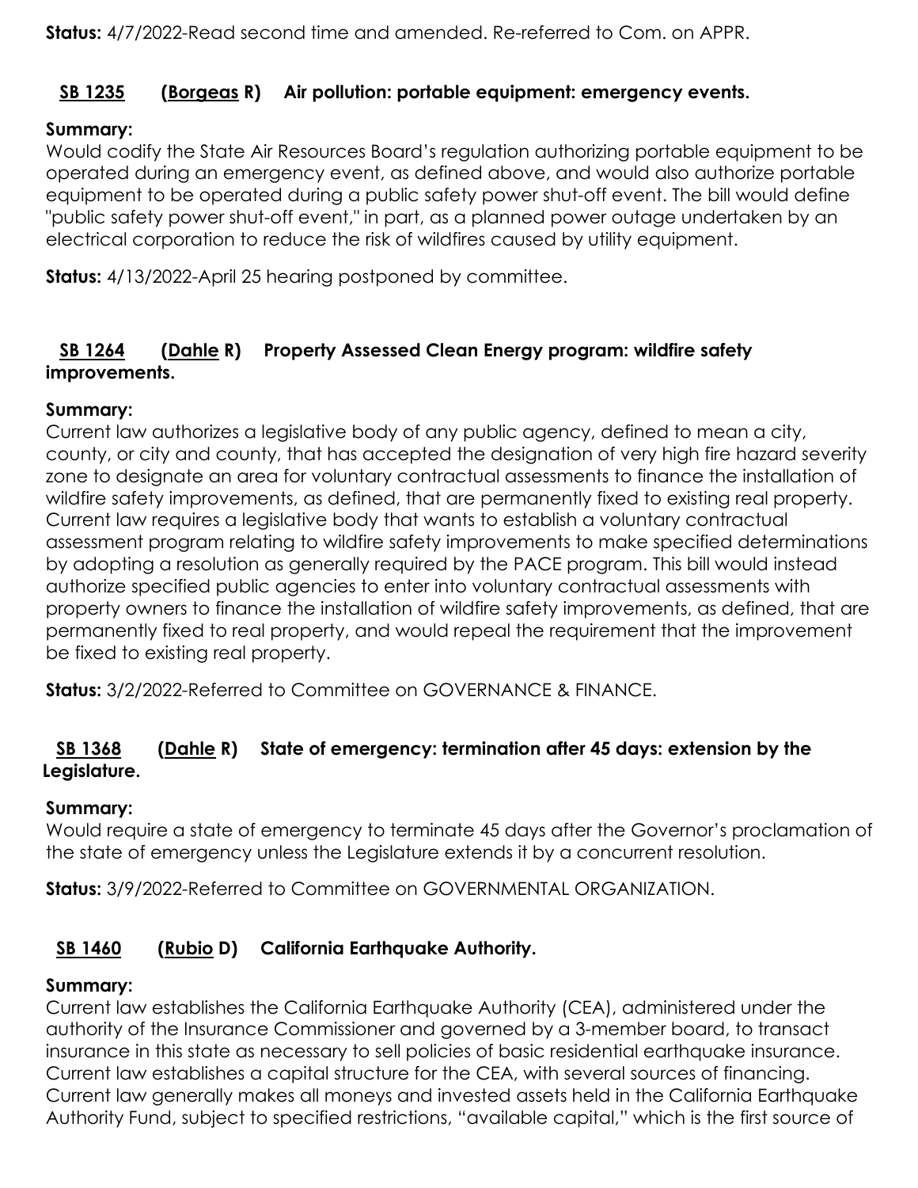**Status:** 4/7/2022-Read second time and amended. Re-referred to Com. on APPR.

### SB 1235 (Borgeas R) Air pollution: portable equipment: emergency events.

**Summary:**
Would codify the State Air Resources Board's regulation authorizing portable equipment to be operated during an emergency event, as defined above, and would also authorize portable equipment to be operated during a public safety power shut-off event. The bill would define "public safety power shut-off event," in part, as a planned power outage undertaken by an electrical corporation to reduce the risk of wildfires caused by utility equipment.

**Status:** 4/13/2022-April 25 hearing postponed by committee.

### SB 1264 (Dahle R) Property Assessed Clean Energy program: wildfire safety improvements.

**Summary:**
Current law authorizes a legislative body of any public agency, defined to mean a city, county, or city and county, that has accepted the designation of very high fire hazard severity zone to designate an area for voluntary contractual assessments to finance the installation of wildfire safety improvements, as defined, that are permanently fixed to existing real property. Current law requires a legislative body that wants to establish a voluntary contractual assessment program relating to wildfire safety improvements to make specified determinations by adopting a resolution as generally required by the PACE program. This bill would instead authorize specified public agencies to enter into voluntary contractual assessments with property owners to finance the installation of wildfire safety improvements, as defined, that are permanently fixed to real property, and would repeal the requirement that the improvement be fixed to existing real property.

**Status:** 3/2/2022-Referred to Committee on GOVERNANCE & FINANCE.

### SB 1368 (Dahle R) State of emergency: termination after 45 days: extension by the Legislature.

**Summary:**
Would require a state of emergency to terminate 45 days after the Governor's proclamation of the state of emergency unless the Legislature extends it by a concurrent resolution.

**Status:** 3/9/2022-Referred to Committee on GOVERNMENTAL ORGANIZATION.

### SB 1460 (Rubio D) California Earthquake Authority.

**Summary:**
Current law establishes the California Earthquake Authority (CEA), administered under the authority of the Insurance Commissioner and governed by a 3-member board, to transact insurance in this state as necessary to sell policies of basic residential earthquake insurance. Current law establishes a capital structure for the CEA, with several sources of financing. Current law generally makes all moneys and invested assets held in the California Earthquake Authority Fund, subject to specified restrictions, "available capital," which is the first source of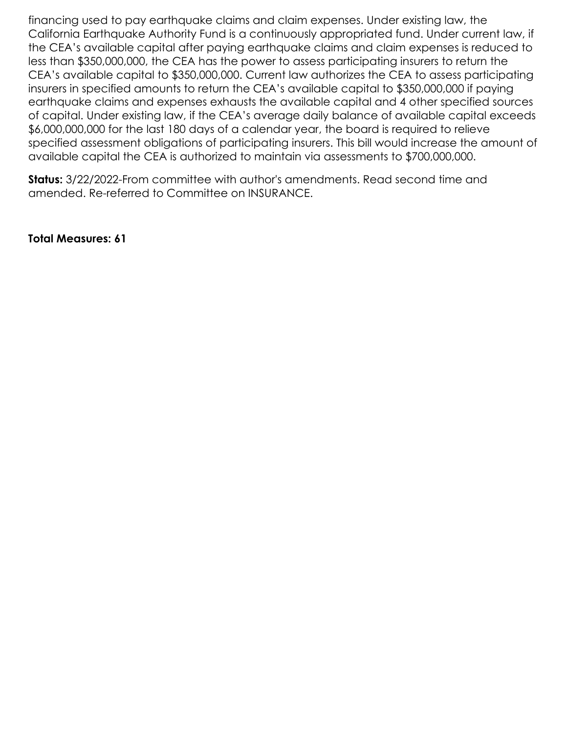financing used to pay earthquake claims and claim expenses. Under existing law, the California Earthquake Authority Fund is a continuously appropriated fund. Under current law, if the CEA's available capital after paying earthquake claims and claim expenses is reduced to less than $350,000,000, the CEA has the power to assess participating insurers to return the CEA's available capital to $350,000,000. Current law authorizes the CEA to assess participating insurers in specified amounts to return the CEA's available capital to $350,000,000 if paying earthquake claims and expenses exhausts the available capital and 4 other specified sources of capital. Under existing law, if the CEA's average daily balance of available capital exceeds $6,000,000,000 for the last 180 days of a calendar year, the board is required to relieve specified assessment obligations of participating insurers. This bill would increase the amount of available capital the CEA is authorized to maintain via assessments to $700,000,000.

**Status:** 3/22/2022-From committee with author's amendments. Read second time and amended. Re-referred to Committee on INSURANCE.

**Total Measures: 61**